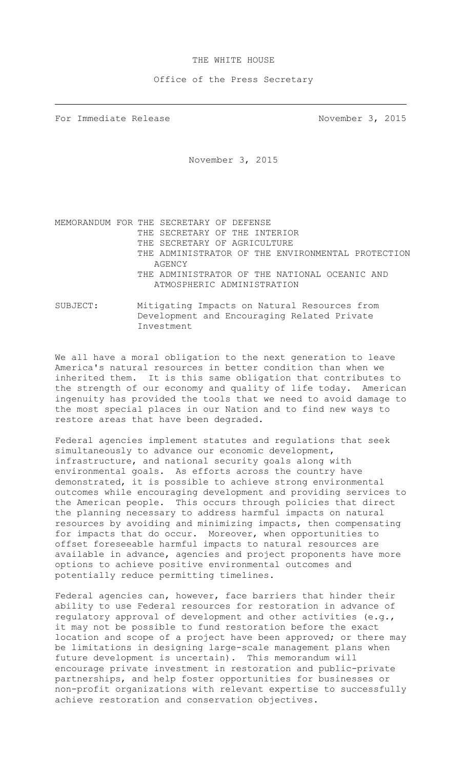THE WHITE HOUSE

Office of the Press Secretary

---

For Immediate Release November 3, 2015

November 3, 2015

MEMORANDUM FOR THE SECRETARY OF DEFENSE
THE SECRETARY OF THE INTERIOR
THE SECRETARY OF AGRICULTURE
THE ADMINISTRATOR OF THE ENVIRONMENTAL PROTECTION AGENCY
THE ADMINISTRATOR OF THE NATIONAL OCEANIC AND ATMOSPHERIC ADMINISTRATION

SUBJECT: Mitigating Impacts on Natural Resources from Development and Encouraging Related Private Investment

We all have a moral obligation to the next generation to leave America's natural resources in better condition than when we inherited them. It is this same obligation that contributes to the strength of our economy and quality of life today. American ingenuity has provided the tools that we need to avoid damage to the most special places in our Nation and to find new ways to restore areas that have been degraded.

Federal agencies implement statutes and regulations that seek simultaneously to advance our economic development, infrastructure, and national security goals along with environmental goals. As efforts across the country have demonstrated, it is possible to achieve strong environmental outcomes while encouraging development and providing services to the American people. This occurs through policies that direct the planning necessary to address harmful impacts on natural resources by avoiding and minimizing impacts, then compensating for impacts that do occur. Moreover, when opportunities to offset foreseeable harmful impacts to natural resources are available in advance, agencies and project proponents have more options to achieve positive environmental outcomes and potentially reduce permitting timelines.

Federal agencies can, however, face barriers that hinder their ability to use Federal resources for restoration in advance of regulatory approval of development and other activities (e.g., it may not be possible to fund restoration before the exact location and scope of a project have been approved; or there may be limitations in designing large-scale management plans when future development is uncertain). This memorandum will encourage private investment in restoration and public-private partnerships, and help foster opportunities for businesses or non-profit organizations with relevant expertise to successfully achieve restoration and conservation objectives.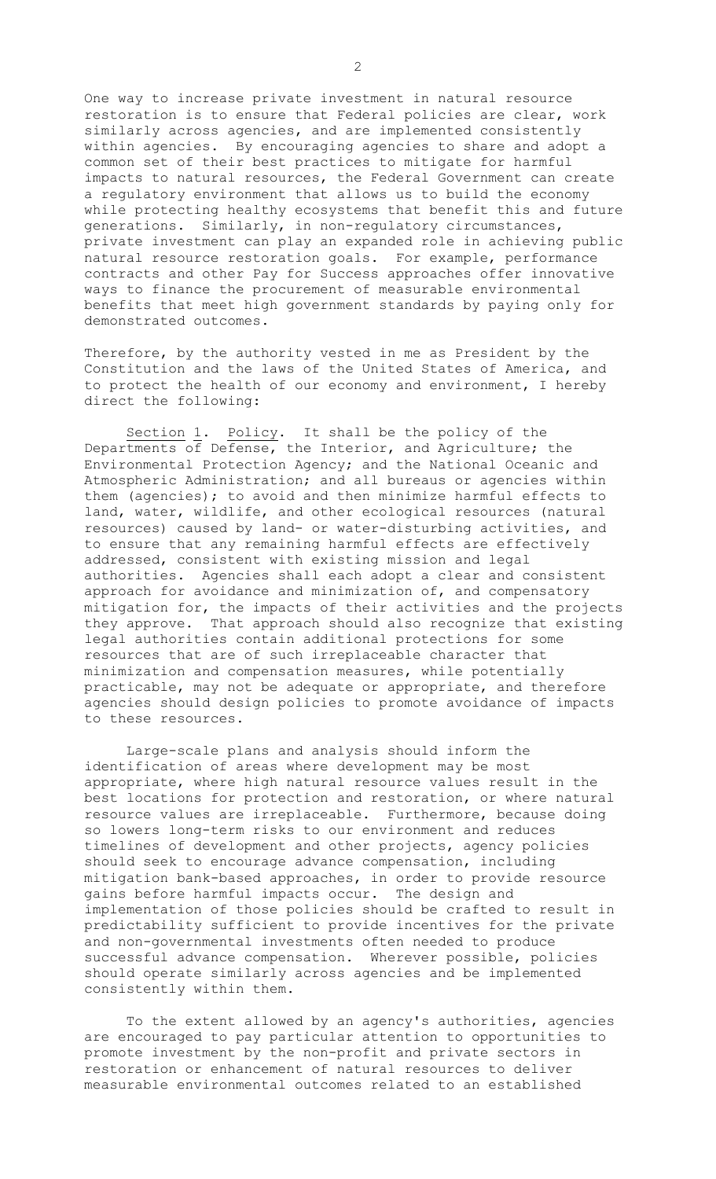One way to increase private investment in natural resource restoration is to ensure that Federal policies are clear, work similarly across agencies, and are implemented consistently within agencies. By encouraging agencies to share and adopt a common set of their best practices to mitigate for harmful impacts to natural resources, the Federal Government can create a regulatory environment that allows us to build the economy while protecting healthy ecosystems that benefit this and future generations. Similarly, in non-regulatory circumstances, private investment can play an expanded role in achieving public natural resource restoration goals. For example, performance contracts and other Pay for Success approaches offer innovative ways to finance the procurement of measurable environmental benefits that meet high government standards by paying only for demonstrated outcomes.

Therefore, by the authority vested in me as President by the Constitution and the laws of the United States of America, and to protect the health of our economy and environment, I hereby direct the following:

Section 1. Policy. It shall be the policy of the Departments of Defense, the Interior, and Agriculture; the Environmental Protection Agency; and the National Oceanic and Atmospheric Administration; and all bureaus or agencies within them (agencies); to avoid and then minimize harmful effects to land, water, wildlife, and other ecological resources (natural resources) caused by land- or water-disturbing activities, and to ensure that any remaining harmful effects are effectively addressed, consistent with existing mission and legal authorities. Agencies shall each adopt a clear and consistent approach for avoidance and minimization of, and compensatory mitigation for, the impacts of their activities and the projects they approve. That approach should also recognize that existing legal authorities contain additional protections for some resources that are of such irreplaceable character that minimization and compensation measures, while potentially practicable, may not be adequate or appropriate, and therefore agencies should design policies to promote avoidance of impacts to these resources.

Large-scale plans and analysis should inform the identification of areas where development may be most appropriate, where high natural resource values result in the best locations for protection and restoration, or where natural resource values are irreplaceable. Furthermore, because doing so lowers long-term risks to our environment and reduces timelines of development and other projects, agency policies should seek to encourage advance compensation, including mitigation bank-based approaches, in order to provide resource gains before harmful impacts occur. The design and implementation of those policies should be crafted to result in predictability sufficient to provide incentives for the private and non-governmental investments often needed to produce successful advance compensation. Wherever possible, policies should operate similarly across agencies and be implemented consistently within them.

To the extent allowed by an agency's authorities, agencies are encouraged to pay particular attention to opportunities to promote investment by the non-profit and private sectors in restoration or enhancement of natural resources to deliver measurable environmental outcomes related to an established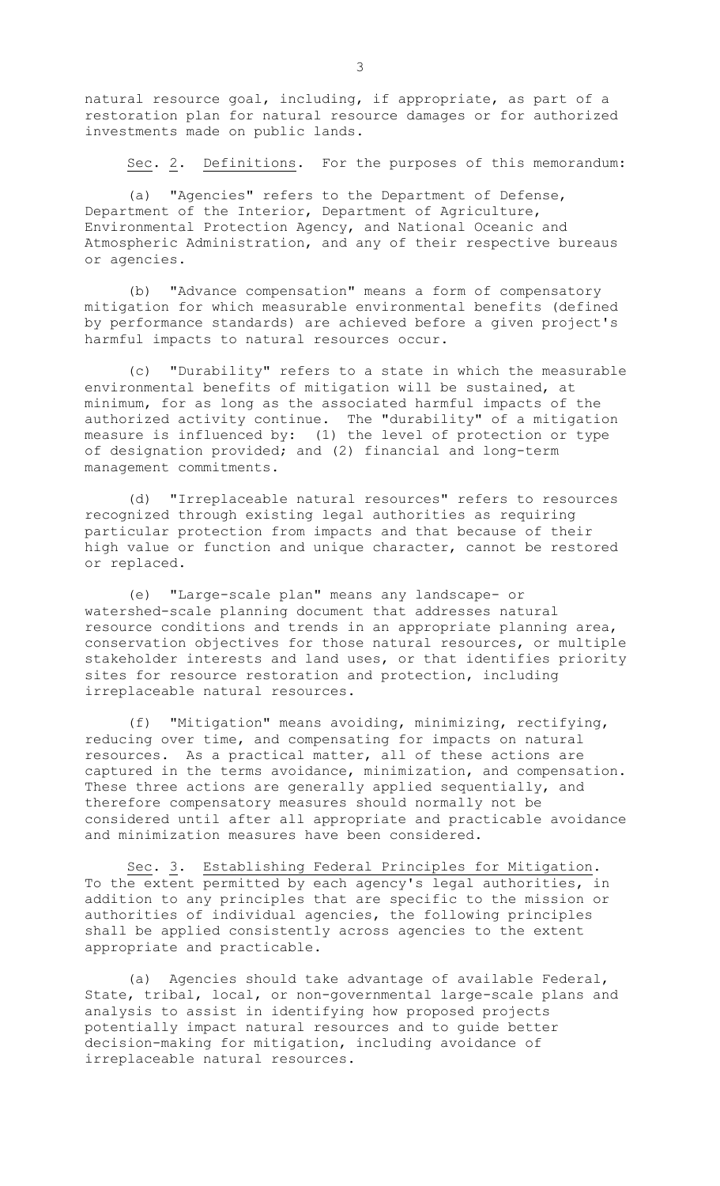natural resource goal, including, if appropriate, as part of a restoration plan for natural resource damages or for authorized investments made on public lands.

Sec. 2. Definitions. For the purposes of this memorandum:

(a) "Agencies" refers to the Department of Defense, Department of the Interior, Department of Agriculture, Environmental Protection Agency, and National Oceanic and Atmospheric Administration, and any of their respective bureaus or agencies.

(b) "Advance compensation" means a form of compensatory mitigation for which measurable environmental benefits (defined by performance standards) are achieved before a given project's harmful impacts to natural resources occur.

(c) "Durability" refers to a state in which the measurable environmental benefits of mitigation will be sustained, at minimum, for as long as the associated harmful impacts of the authorized activity continue. The "durability" of a mitigation measure is influenced by: (1) the level of protection or type of designation provided; and (2) financial and long-term management commitments.

(d) "Irreplaceable natural resources" refers to resources recognized through existing legal authorities as requiring particular protection from impacts and that because of their high value or function and unique character, cannot be restored or replaced.

(e) "Large-scale plan" means any landscape- or watershed-scale planning document that addresses natural resource conditions and trends in an appropriate planning area, conservation objectives for those natural resources, or multiple stakeholder interests and land uses, or that identifies priority sites for resource restoration and protection, including irreplaceable natural resources.

(f) "Mitigation" means avoiding, minimizing, rectifying, reducing over time, and compensating for impacts on natural resources. As a practical matter, all of these actions are captured in the terms avoidance, minimization, and compensation. These three actions are generally applied sequentially, and therefore compensatory measures should normally not be considered until after all appropriate and practicable avoidance and minimization measures have been considered.

Sec. 3. Establishing Federal Principles for Mitigation. To the extent permitted by each agency's legal authorities, in addition to any principles that are specific to the mission or authorities of individual agencies, the following principles shall be applied consistently across agencies to the extent appropriate and practicable.

(a) Agencies should take advantage of available Federal, State, tribal, local, or non-governmental large-scale plans and analysis to assist in identifying how proposed projects potentially impact natural resources and to guide better decision-making for mitigation, including avoidance of irreplaceable natural resources.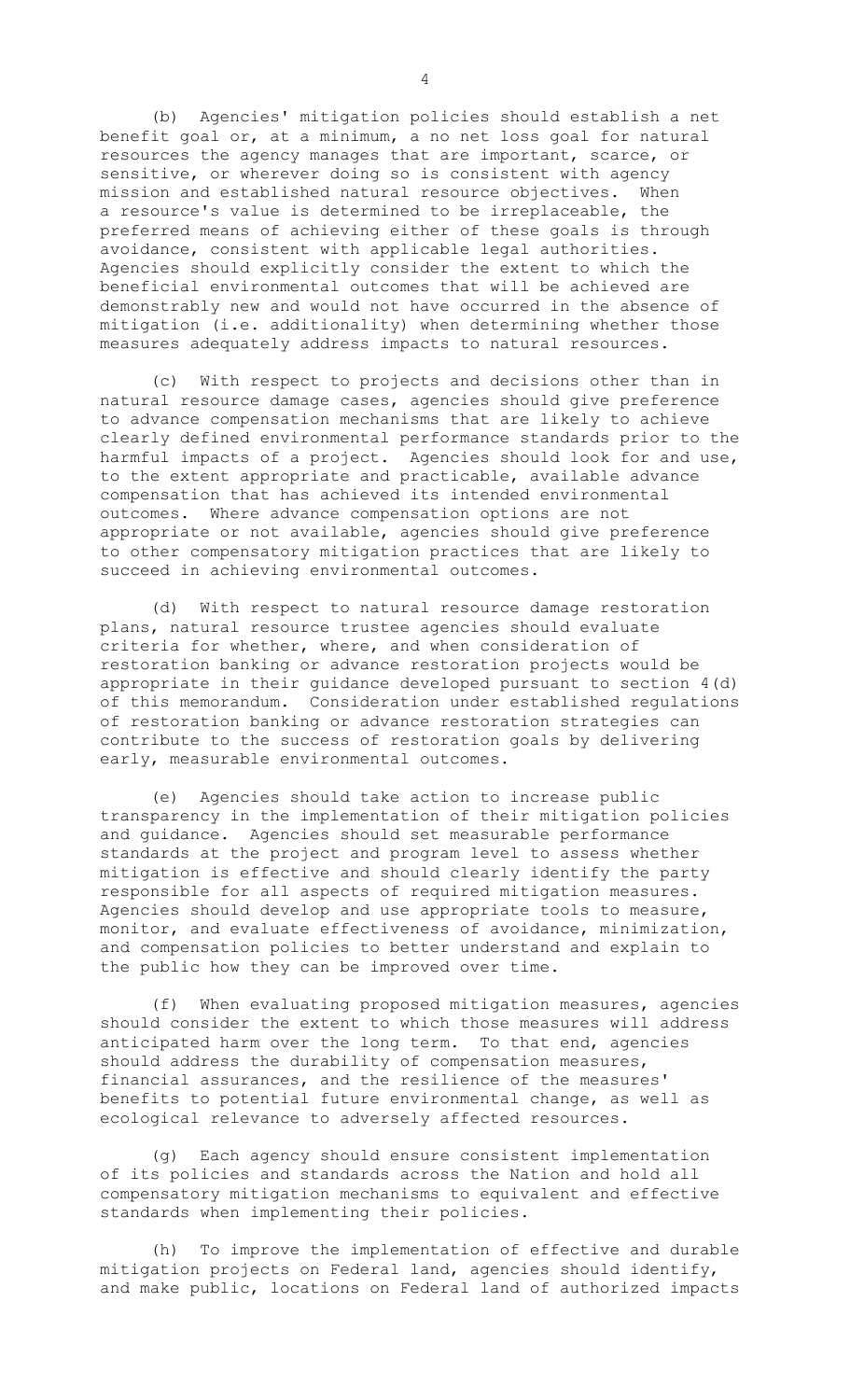(b) Agencies' mitigation policies should establish a net benefit goal or, at a minimum, a no net loss goal for natural resources the agency manages that are important, scarce, or sensitive, or wherever doing so is consistent with agency mission and established natural resource objectives. When a resource's value is determined to be irreplaceable, the preferred means of achieving either of these goals is through avoidance, consistent with applicable legal authorities. Agencies should explicitly consider the extent to which the beneficial environmental outcomes that will be achieved are demonstrably new and would not have occurred in the absence of mitigation (i.e. additionality) when determining whether those measures adequately address impacts to natural resources.

(c) With respect to projects and decisions other than in natural resource damage cases, agencies should give preference to advance compensation mechanisms that are likely to achieve clearly defined environmental performance standards prior to the harmful impacts of a project. Agencies should look for and use, to the extent appropriate and practicable, available advance compensation that has achieved its intended environmental outcomes. Where advance compensation options are not appropriate or not available, agencies should give preference to other compensatory mitigation practices that are likely to succeed in achieving environmental outcomes.

(d) With respect to natural resource damage restoration plans, natural resource trustee agencies should evaluate criteria for whether, where, and when consideration of restoration banking or advance restoration projects would be appropriate in their guidance developed pursuant to section 4(d) of this memorandum. Consideration under established regulations of restoration banking or advance restoration strategies can contribute to the success of restoration goals by delivering early, measurable environmental outcomes.

(e) Agencies should take action to increase public transparency in the implementation of their mitigation policies and guidance. Agencies should set measurable performance standards at the project and program level to assess whether mitigation is effective and should clearly identify the party responsible for all aspects of required mitigation measures. Agencies should develop and use appropriate tools to measure, monitor, and evaluate effectiveness of avoidance, minimization, and compensation policies to better understand and explain to the public how they can be improved over time.

(f) When evaluating proposed mitigation measures, agencies should consider the extent to which those measures will address anticipated harm over the long term. To that end, agencies should address the durability of compensation measures, financial assurances, and the resilience of the measures' benefits to potential future environmental change, as well as ecological relevance to adversely affected resources.

(g) Each agency should ensure consistent implementation of its policies and standards across the Nation and hold all compensatory mitigation mechanisms to equivalent and effective standards when implementing their policies.

(h) To improve the implementation of effective and durable mitigation projects on Federal land, agencies should identify, and make public, locations on Federal land of authorized impacts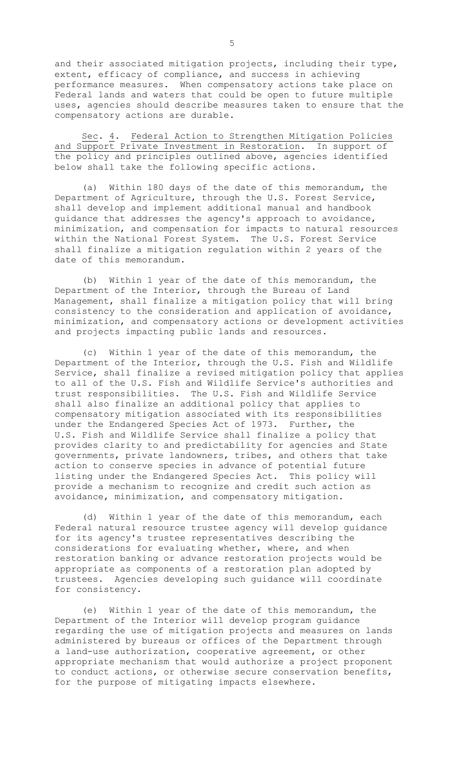and their associated mitigation projects, including their type, extent, efficacy of compliance, and success in achieving performance measures. When compensatory actions take place on Federal lands and waters that could be open to future multiple uses, agencies should describe measures taken to ensure that the compensatory actions are durable.

<u>Sec</u>. <u>4</u>. <u>Federal Action to Strengthen Mitigation Policies and Support Private Investment in Restoration</u>. In support of the policy and principles outlined above, agencies identified below shall take the following specific actions.

(a) Within 180 days of the date of this memorandum, the Department of Agriculture, through the U.S. Forest Service, shall develop and implement additional manual and handbook guidance that addresses the agency's approach to avoidance, minimization, and compensation for impacts to natural resources within the National Forest System. The U.S. Forest Service shall finalize a mitigation regulation within 2 years of the date of this memorandum.

(b) Within 1 year of the date of this memorandum, the Department of the Interior, through the Bureau of Land Management, shall finalize a mitigation policy that will bring consistency to the consideration and application of avoidance, minimization, and compensatory actions or development activities and projects impacting public lands and resources.

(c) Within 1 year of the date of this memorandum, the Department of the Interior, through the U.S. Fish and Wildlife Service, shall finalize a revised mitigation policy that applies to all of the U.S. Fish and Wildlife Service's authorities and trust responsibilities. The U.S. Fish and Wildlife Service shall also finalize an additional policy that applies to compensatory mitigation associated with its responsibilities under the Endangered Species Act of 1973. Further, the U.S. Fish and Wildlife Service shall finalize a policy that provides clarity to and predictability for agencies and State governments, private landowners, tribes, and others that take action to conserve species in advance of potential future listing under the Endangered Species Act. This policy will provide a mechanism to recognize and credit such action as avoidance, minimization, and compensatory mitigation.

(d) Within 1 year of the date of this memorandum, each Federal natural resource trustee agency will develop guidance for its agency's trustee representatives describing the considerations for evaluating whether, where, and when restoration banking or advance restoration projects would be appropriate as components of a restoration plan adopted by trustees. Agencies developing such guidance will coordinate for consistency.

(e) Within 1 year of the date of this memorandum, the Department of the Interior will develop program guidance regarding the use of mitigation projects and measures on lands administered by bureaus or offices of the Department through a land-use authorization, cooperative agreement, or other appropriate mechanism that would authorize a project proponent to conduct actions, or otherwise secure conservation benefits, for the purpose of mitigating impacts elsewhere.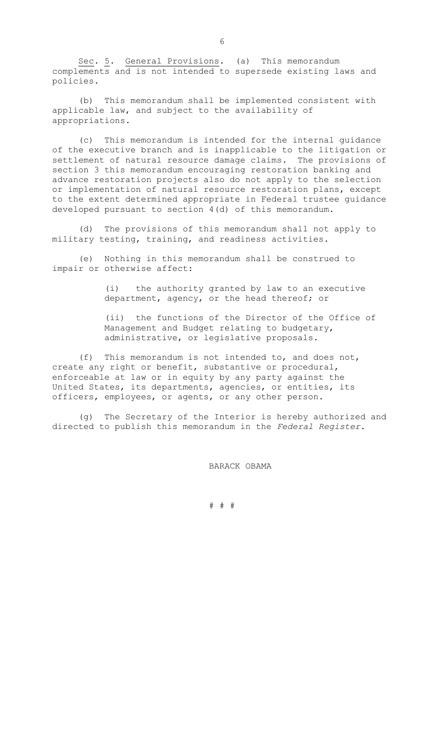Sec. 5. General Provisions. (a) This memorandum complements and is not intended to supersede existing laws and policies.

(b) This memorandum shall be implemented consistent with applicable law, and subject to the availability of appropriations.

(c) This memorandum is intended for the internal guidance of the executive branch and is inapplicable to the litigation or settlement of natural resource damage claims. The provisions of section 3 this memorandum encouraging restoration banking and advance restoration projects also do not apply to the selection or implementation of natural resource restoration plans, except to the extent determined appropriate in Federal trustee guidance developed pursuant to section 4(d) of this memorandum.

(d) The provisions of this memorandum shall not apply to military testing, training, and readiness activities.

(e) Nothing in this memorandum shall be construed to impair or otherwise affect:

(i) the authority granted by law to an executive department, agency, or the head thereof; or

(ii) the functions of the Director of the Office of Management and Budget relating to budgetary, administrative, or legislative proposals.

(f) This memorandum is not intended to, and does not, create any right or benefit, substantive or procedural, enforceable at law or in equity by any party against the United States, its departments, agencies, or entities, its officers, employees, or agents, or any other person.

(g) The Secretary of the Interior is hereby authorized and directed to publish this memorandum in the *Federal Register*.

BARACK OBAMA

# # #